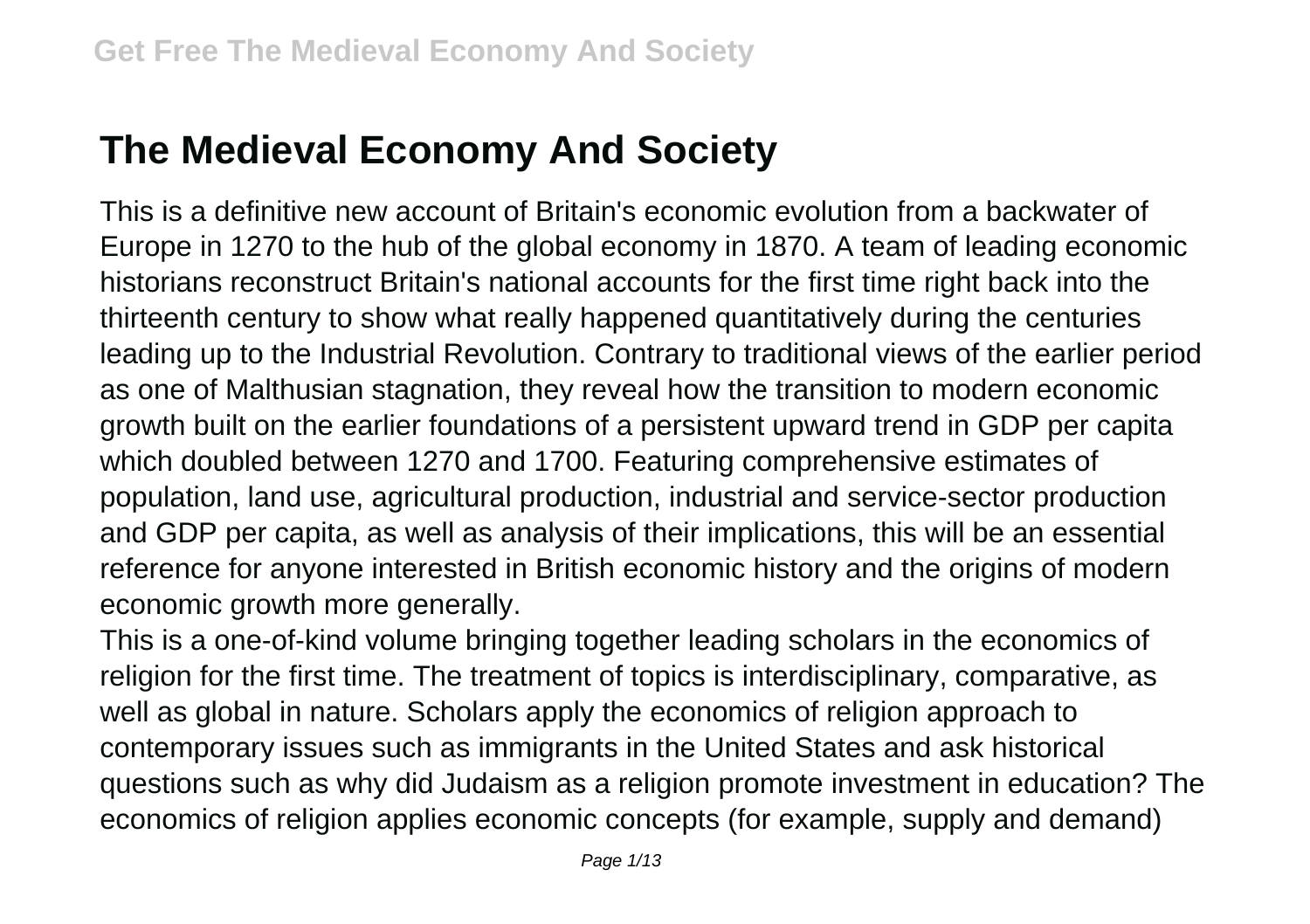# The Medieval Economy And Society

This is a definitive new account of Britain's economic evolution from a backwater of Europe in 1270 to the hub of the global economy in 1870. A team of leading economic historians reconstruct Britain's national accounts for the first time right back into the thirteenth century to show what really happened quantitatively during the centuries leading up to the Industrial Revolution. Contrary to traditional views of the earlier period as one of Malthusian stagnation, they reveal how the transition to modern economic growth built on the earlier foundations of a persistent upward trend in GDP per capita which doubled between 1270 and 1700. Featuring comprehensive estimates of population, land use, agricultural production, industrial and service-sector production and GDP per capita, as well as analysis of their implications, this will be an essential reference for anyone interested in British economic history and the origins of modern economic growth more generally.

This is a one-of-kind volume bringing together leading scholars in the economics of religion for the first time. The treatment of topics is interdisciplinary, comparative, as well as global in nature. Scholars apply the economics of religion approach to contemporary issues such as immigrants in the United States and ask historical questions such as why did Judaism as a religion promote investment in education? The economics of religion applies economic concepts (for example, supply and demand)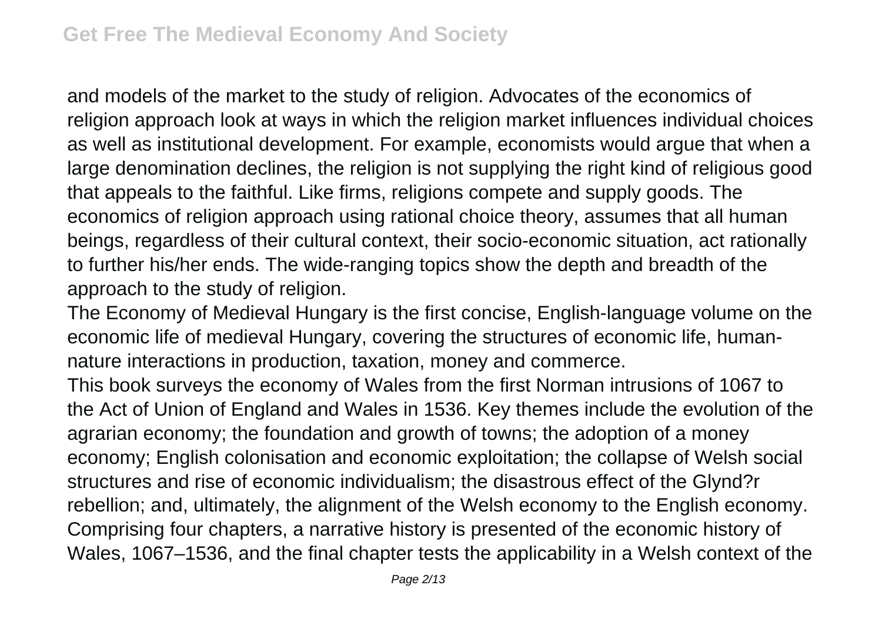and models of the market to the study of religion. Advocates of the economics of religion approach look at ways in which the religion market influences individual choices as well as institutional development. For example, economists would argue that when a large denomination declines, the religion is not supplying the right kind of religious good that appeals to the faithful. Like firms, religions compete and supply goods. The economics of religion approach using rational choice theory, assumes that all human beings, regardless of their cultural context, their socio-economic situation, act rationally to further his/her ends. The wide-ranging topics show the depth and breadth of the approach to the study of religion.

The Economy of Medieval Hungary is the first concise, English-language volume on the economic life of medieval Hungary, covering the structures of economic life, human-nature interactions in production, taxation, money and commerce.

This book surveys the economy of Wales from the first Norman intrusions of 1067 to the Act of Union of England and Wales in 1536. Key themes include the evolution of the agrarian economy; the foundation and growth of towns; the adoption of a money economy; English colonisation and economic exploitation; the collapse of Welsh social structures and rise of economic individualism; the disastrous effect of the Glynd?r rebellion; and, ultimately, the alignment of the Welsh economy to the English economy. Comprising four chapters, a narrative history is presented of the economic history of Wales, 1067–1536, and the final chapter tests the applicability in a Welsh context of the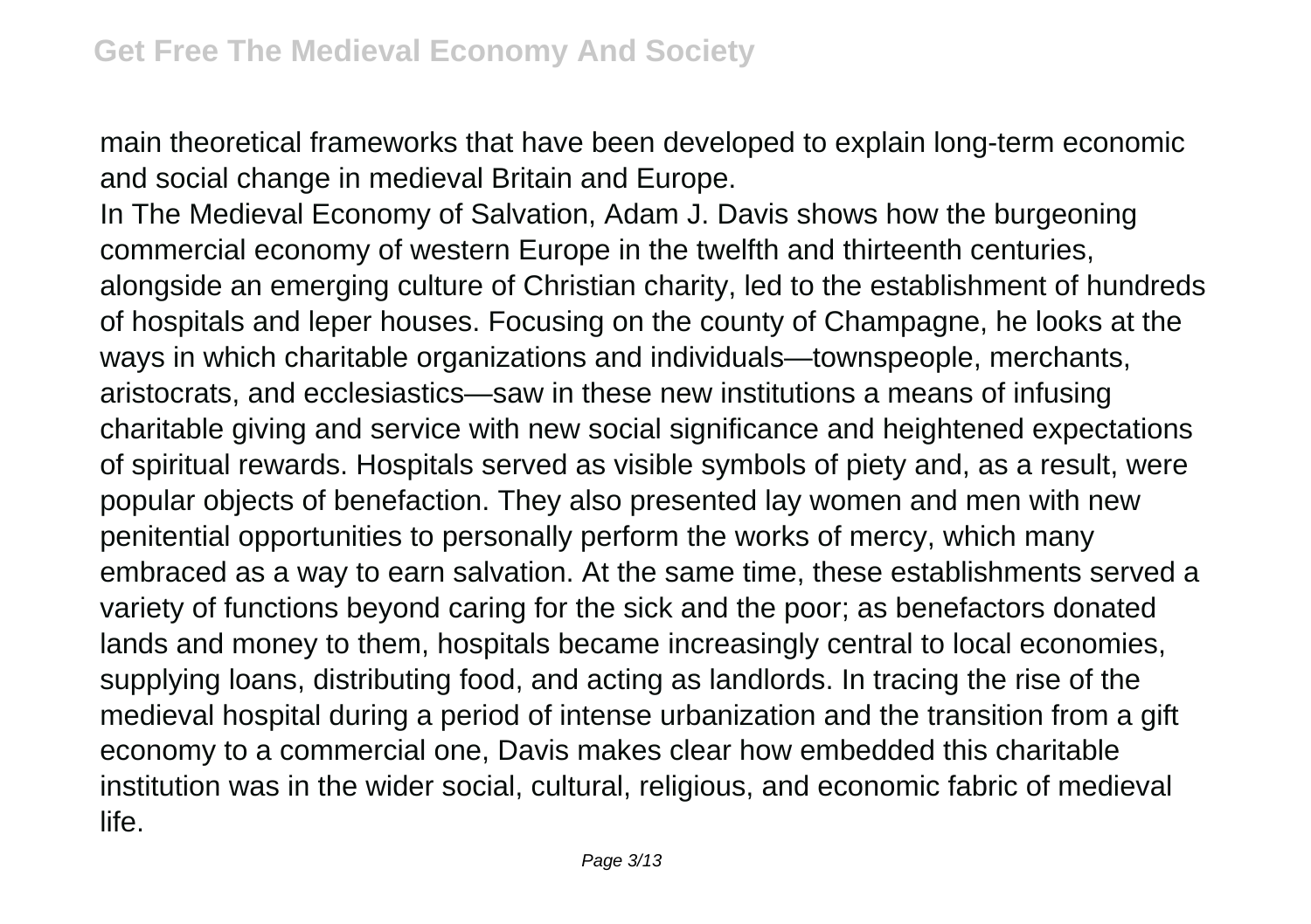main theoretical frameworks that have been developed to explain long-term economic and social change in medieval Britain and Europe.

In The Medieval Economy of Salvation, Adam J. Davis shows how the burgeoning commercial economy of western Europe in the twelfth and thirteenth centuries, alongside an emerging culture of Christian charity, led to the establishment of hundreds of hospitals and leper houses. Focusing on the county of Champagne, he looks at the ways in which charitable organizations and individuals—townspeople, merchants, aristocrats, and ecclesiastics—saw in these new institutions a means of infusing charitable giving and service with new social significance and heightened expectations of spiritual rewards. Hospitals served as visible symbols of piety and, as a result, were popular objects of benefaction. They also presented lay women and men with new penitential opportunities to personally perform the works of mercy, which many embraced as a way to earn salvation. At the same time, these establishments served a variety of functions beyond caring for the sick and the poor; as benefactors donated lands and money to them, hospitals became increasingly central to local economies, supplying loans, distributing food, and acting as landlords. In tracing the rise of the medieval hospital during a period of intense urbanization and the transition from a gift economy to a commercial one, Davis makes clear how embedded this charitable institution was in the wider social, cultural, religious, and economic fabric of medieval life.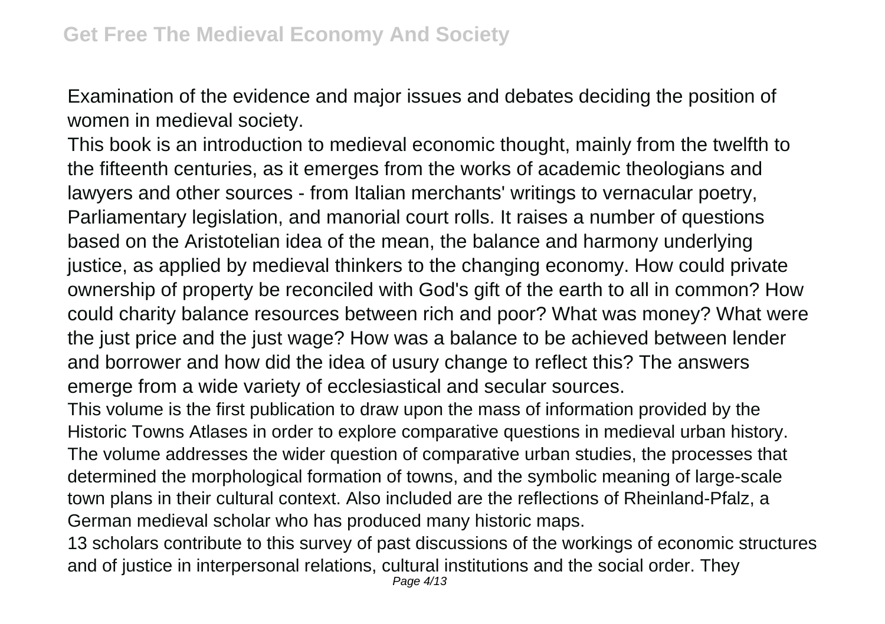Examination of the evidence and major issues and debates deciding the position of women in medieval society.

This book is an introduction to medieval economic thought, mainly from the twelfth to the fifteenth centuries, as it emerges from the works of academic theologians and lawyers and other sources - from Italian merchants' writings to vernacular poetry, Parliamentary legislation, and manorial court rolls. It raises a number of questions based on the Aristotelian idea of the mean, the balance and harmony underlying justice, as applied by medieval thinkers to the changing economy. How could private ownership of property be reconciled with God's gift of the earth to all in common? How could charity balance resources between rich and poor? What was money? What were the just price and the just wage? How was a balance to be achieved between lender and borrower and how did the idea of usury change to reflect this? The answers emerge from a wide variety of ecclesiastical and secular sources.

This volume is the first publication to draw upon the mass of information provided by the Historic Towns Atlases in order to explore comparative questions in medieval urban history. The volume addresses the wider question of comparative urban studies, the processes that determined the morphological formation of towns, and the symbolic meaning of large-scale town plans in their cultural context. Also included are the reflections of Rheinland-Pfalz, a German medieval scholar who has produced many historic maps.

13 scholars contribute to this survey of past discussions of the workings of economic structures and of justice in interpersonal relations, cultural institutions and the social order. They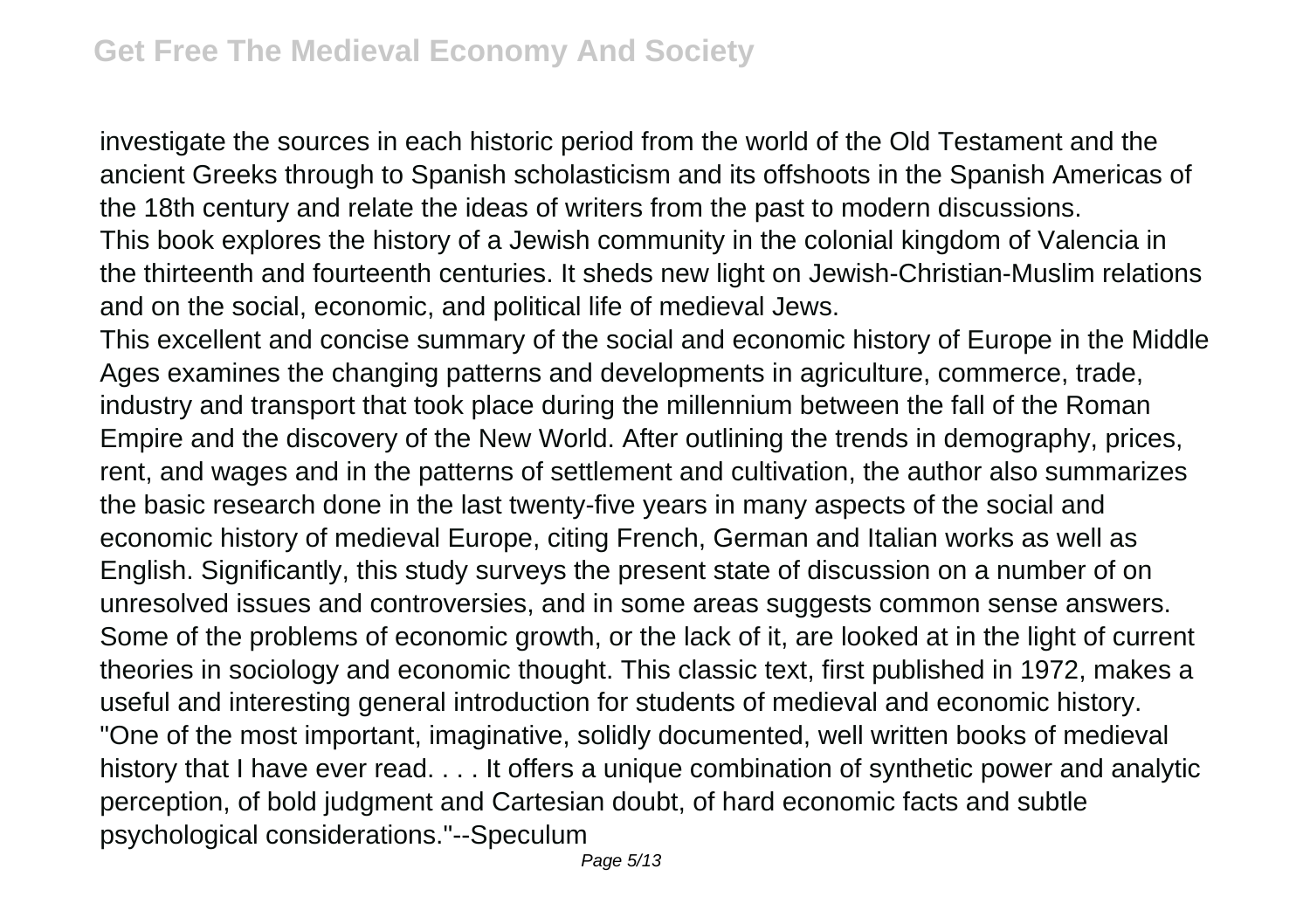investigate the sources in each historic period from the world of the Old Testament and the ancient Greeks through to Spanish scholasticism and its offshoots in the Spanish Americas of the 18th century and relate the ideas of writers from the past to modern discussions.

This book explores the history of a Jewish community in the colonial kingdom of Valencia in the thirteenth and fourteenth centuries. It sheds new light on Jewish-Christian-Muslim relations and on the social, economic, and political life of medieval Jews.

This excellent and concise summary of the social and economic history of Europe in the Middle Ages examines the changing patterns and developments in agriculture, commerce, trade, industry and transport that took place during the millennium between the fall of the Roman Empire and the discovery of the New World. After outlining the trends in demography, prices, rent, and wages and in the patterns of settlement and cultivation, the author also summarizes the basic research done in the last twenty-five years in many aspects of the social and economic history of medieval Europe, citing French, German and Italian works as well as English. Significantly, this study surveys the present state of discussion on a number of on unresolved issues and controversies, and in some areas suggests common sense answers. Some of the problems of economic growth, or the lack of it, are looked at in the light of current theories in sociology and economic thought. This classic text, first published in 1972, makes a useful and interesting general introduction for students of medieval and economic history.

"One of the most important, imaginative, solidly documented, well written books of medieval history that I have ever read. . . . It offers a unique combination of synthetic power and analytic perception, of bold judgment and Cartesian doubt, of hard economic facts and subtle psychological considerations."--Speculum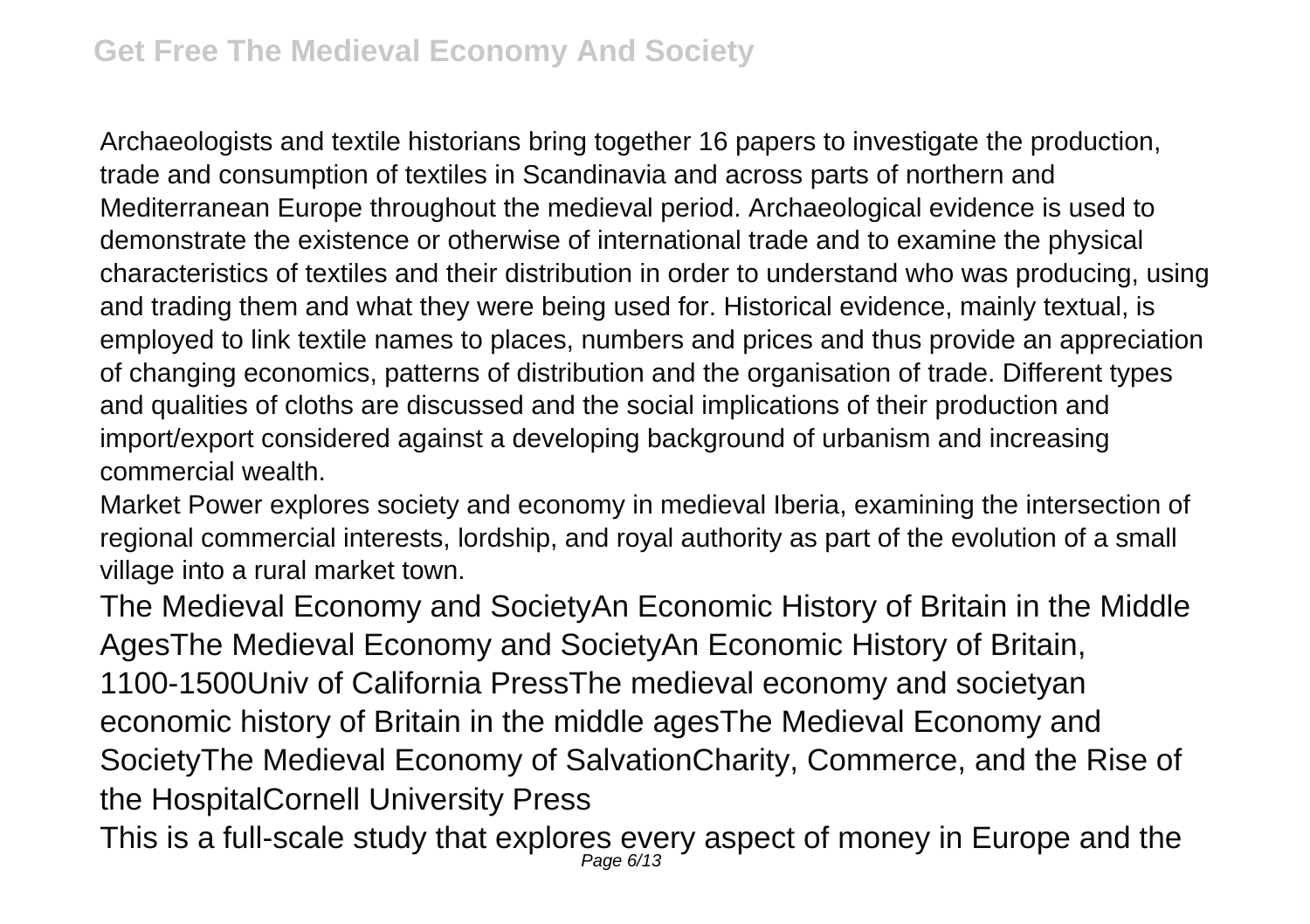Archaeologists and textile historians bring together 16 papers to investigate the production, trade and consumption of textiles in Scandinavia and across parts of northern and Mediterranean Europe throughout the medieval period. Archaeological evidence is used to demonstrate the existence or otherwise of international trade and to examine the physical characteristics of textiles and their distribution in order to understand who was producing, using and trading them and what they were being used for. Historical evidence, mainly textual, is employed to link textile names to places, numbers and prices and thus provide an appreciation of changing economics, patterns of distribution and the organisation of trade. Different types and qualities of cloths are discussed and the social implications of their production and import/export considered against a developing background of urbanism and increasing commercial wealth.

Market Power explores society and economy in medieval Iberia, examining the intersection of regional commercial interests, lordship, and royal authority as part of the evolution of a small village into a rural market town.

The Medieval Economy and SocietyAn Economic History of Britain in the Middle AgesThe Medieval Economy and SocietyAn Economic History of Britain, 1100-1500Univ of California PressThe medieval economy and societyan economic history of Britain in the middle agesThe Medieval Economy and SocietyThe Medieval Economy of SalvationCharity, Commerce, and the Rise of the HospitalCornell University Press

This is a full-scale study that explores every aspect of money in Europe and the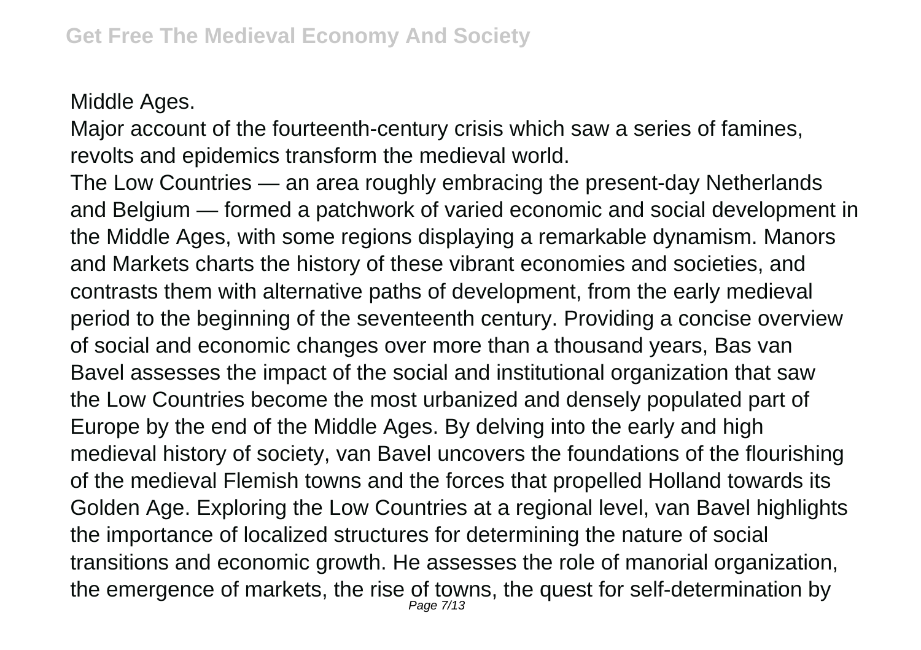Middle Ages.

Major account of the fourteenth-century crisis which saw a series of famines, revolts and epidemics transform the medieval world.

The Low Countries — an area roughly embracing the present-day Netherlands and Belgium — formed a patchwork of varied economic and social development in the Middle Ages, with some regions displaying a remarkable dynamism. Manors and Markets charts the history of these vibrant economies and societies, and contrasts them with alternative paths of development, from the early medieval period to the beginning of the seventeenth century. Providing a concise overview of social and economic changes over more than a thousand years, Bas van Bavel assesses the impact of the social and institutional organization that saw the Low Countries become the most urbanized and densely populated part of Europe by the end of the Middle Ages. By delving into the early and high medieval history of society, van Bavel uncovers the foundations of the flourishing of the medieval Flemish towns and the forces that propelled Holland towards its Golden Age. Exploring the Low Countries at a regional level, van Bavel highlights the importance of localized structures for determining the nature of social transitions and economic growth. He assesses the role of manorial organization, the emergence of markets, the rise of towns, the quest for self-determination by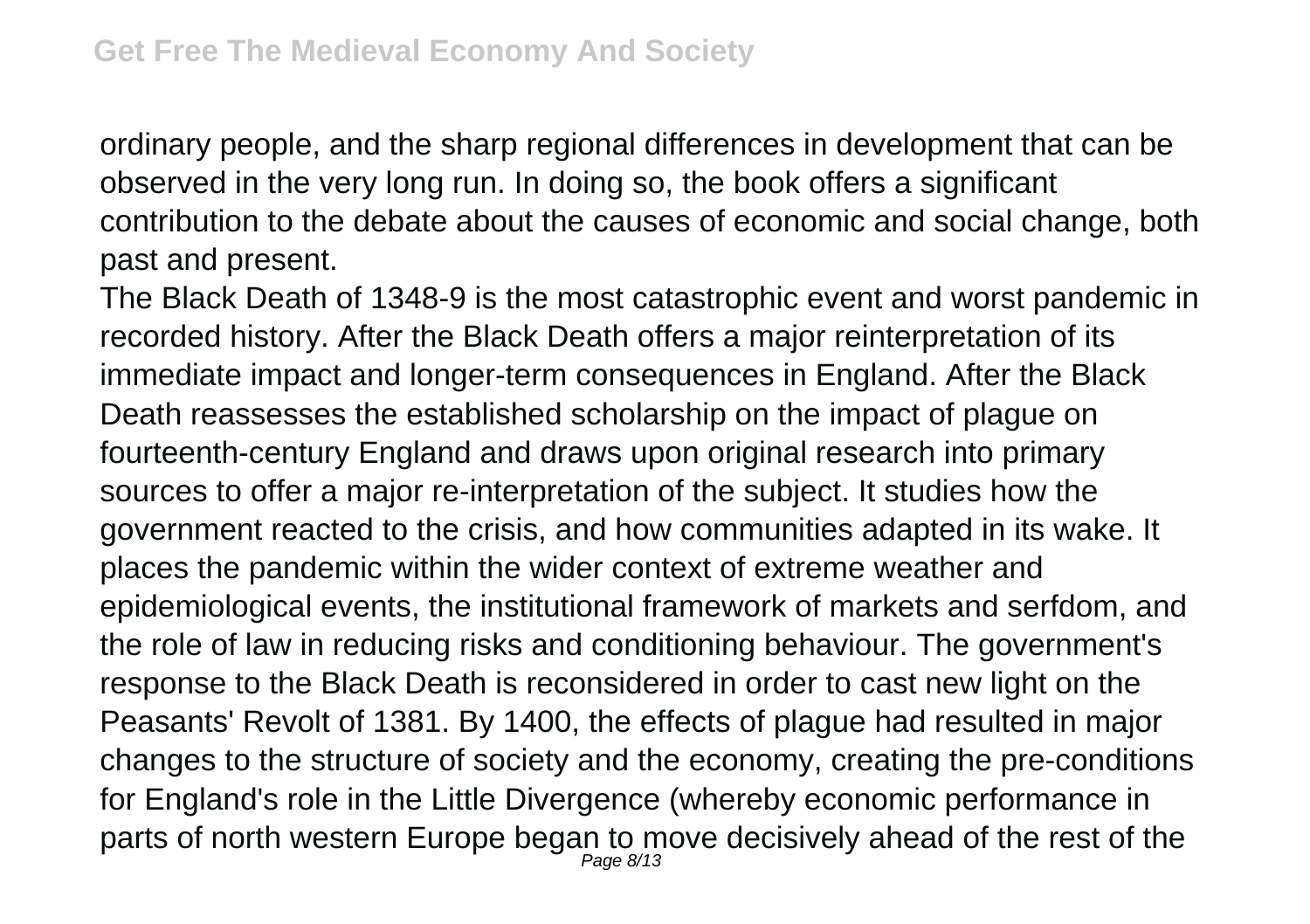ordinary people, and the sharp regional differences in development that can be observed in the very long run. In doing so, the book offers a significant contribution to the debate about the causes of economic and social change, both past and present.

The Black Death of 1348-9 is the most catastrophic event and worst pandemic in recorded history. After the Black Death offers a major reinterpretation of its immediate impact and longer-term consequences in England. After the Black Death reassesses the established scholarship on the impact of plague on fourteenth-century England and draws upon original research into primary sources to offer a major re-interpretation of the subject. It studies how the government reacted to the crisis, and how communities adapted in its wake. It places the pandemic within the wider context of extreme weather and epidemiological events, the institutional framework of markets and serfdom, and the role of law in reducing risks and conditioning behaviour. The government's response to the Black Death is reconsidered in order to cast new light on the Peasants' Revolt of 1381. By 1400, the effects of plague had resulted in major changes to the structure of society and the economy, creating the pre-conditions for England's role in the Little Divergence (whereby economic performance in parts of north western Europe began to move decisively ahead of the rest of the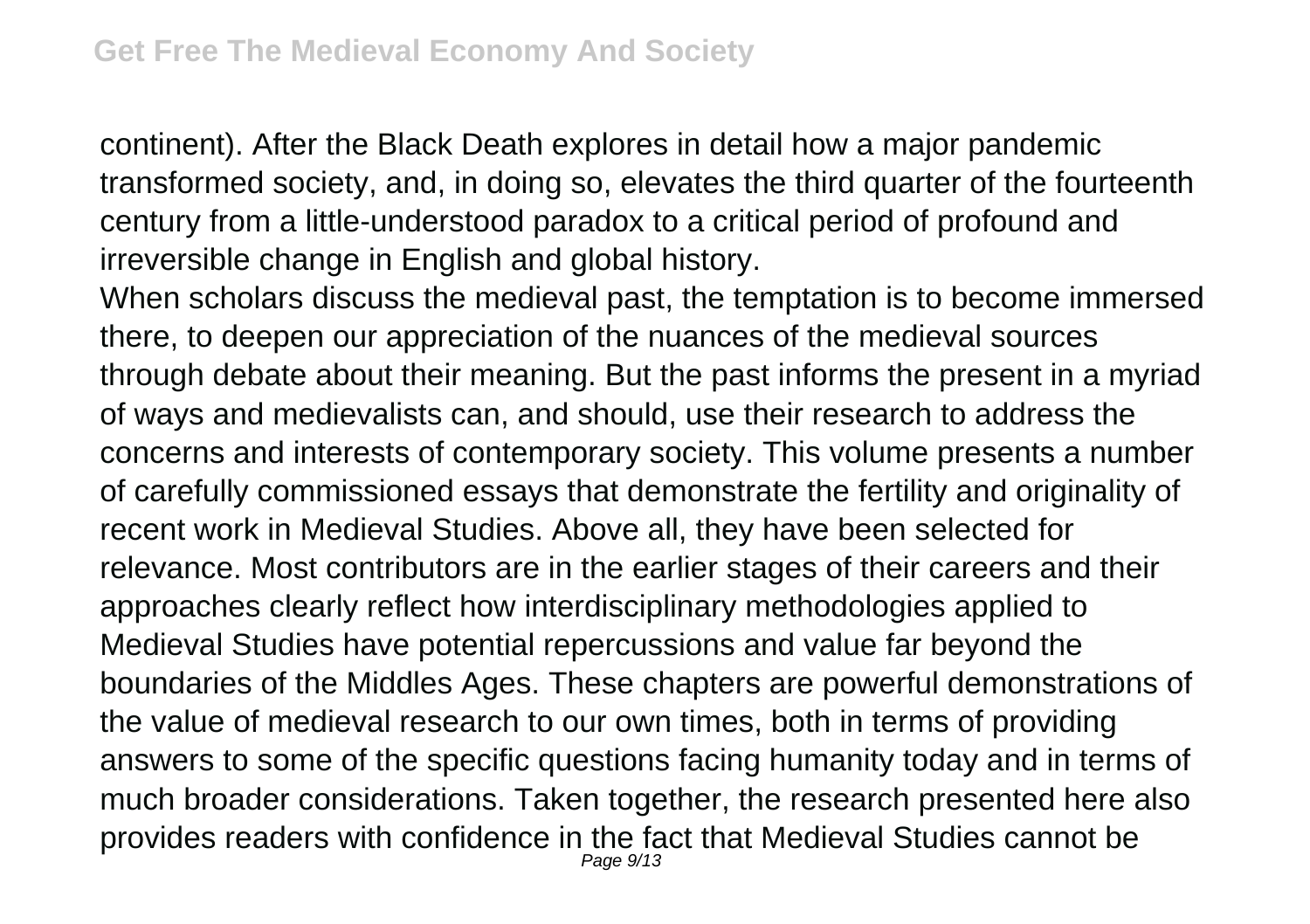continent). After the Black Death explores in detail how a major pandemic transformed society, and, in doing so, elevates the third quarter of the fourteenth century from a little-understood paradox to a critical period of profound and irreversible change in English and global history.

When scholars discuss the medieval past, the temptation is to become immersed there, to deepen our appreciation of the nuances of the medieval sources through debate about their meaning. But the past informs the present in a myriad of ways and medievalists can, and should, use their research to address the concerns and interests of contemporary society. This volume presents a number of carefully commissioned essays that demonstrate the fertility and originality of recent work in Medieval Studies. Above all, they have been selected for relevance. Most contributors are in the earlier stages of their careers and their approaches clearly reflect how interdisciplinary methodologies applied to Medieval Studies have potential repercussions and value far beyond the boundaries of the Middles Ages. These chapters are powerful demonstrations of the value of medieval research to our own times, both in terms of providing answers to some of the specific questions facing humanity today and in terms of much broader considerations. Taken together, the research presented here also provides readers with confidence in the fact that Medieval Studies cannot be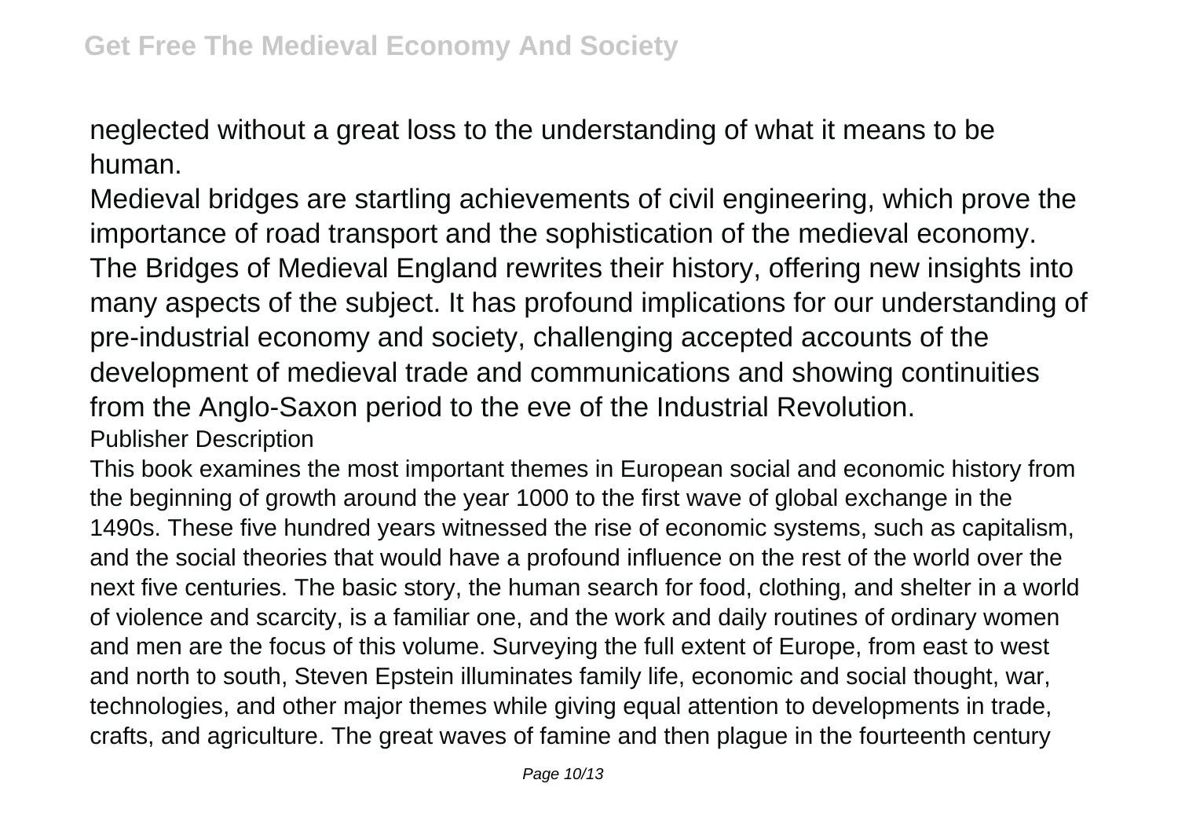neglected without a great loss to the understanding of what it means to be human.

Medieval bridges are startling achievements of civil engineering, which prove the importance of road transport and the sophistication of the medieval economy. The Bridges of Medieval England rewrites their history, offering new insights into many aspects of the subject. It has profound implications for our understanding of pre-industrial economy and society, challenging accepted accounts of the development of medieval trade and communications and showing continuities from the Anglo-Saxon period to the eve of the Industrial Revolution.

Publisher Description

This book examines the most important themes in European social and economic history from the beginning of growth around the year 1000 to the first wave of global exchange in the 1490s. These five hundred years witnessed the rise of economic systems, such as capitalism, and the social theories that would have a profound influence on the rest of the world over the next five centuries. The basic story, the human search for food, clothing, and shelter in a world of violence and scarcity, is a familiar one, and the work and daily routines of ordinary women and men are the focus of this volume. Surveying the full extent of Europe, from east to west and north to south, Steven Epstein illuminates family life, economic and social thought, war, technologies, and other major themes while giving equal attention to developments in trade, crafts, and agriculture. The great waves of famine and then plague in the fourteenth century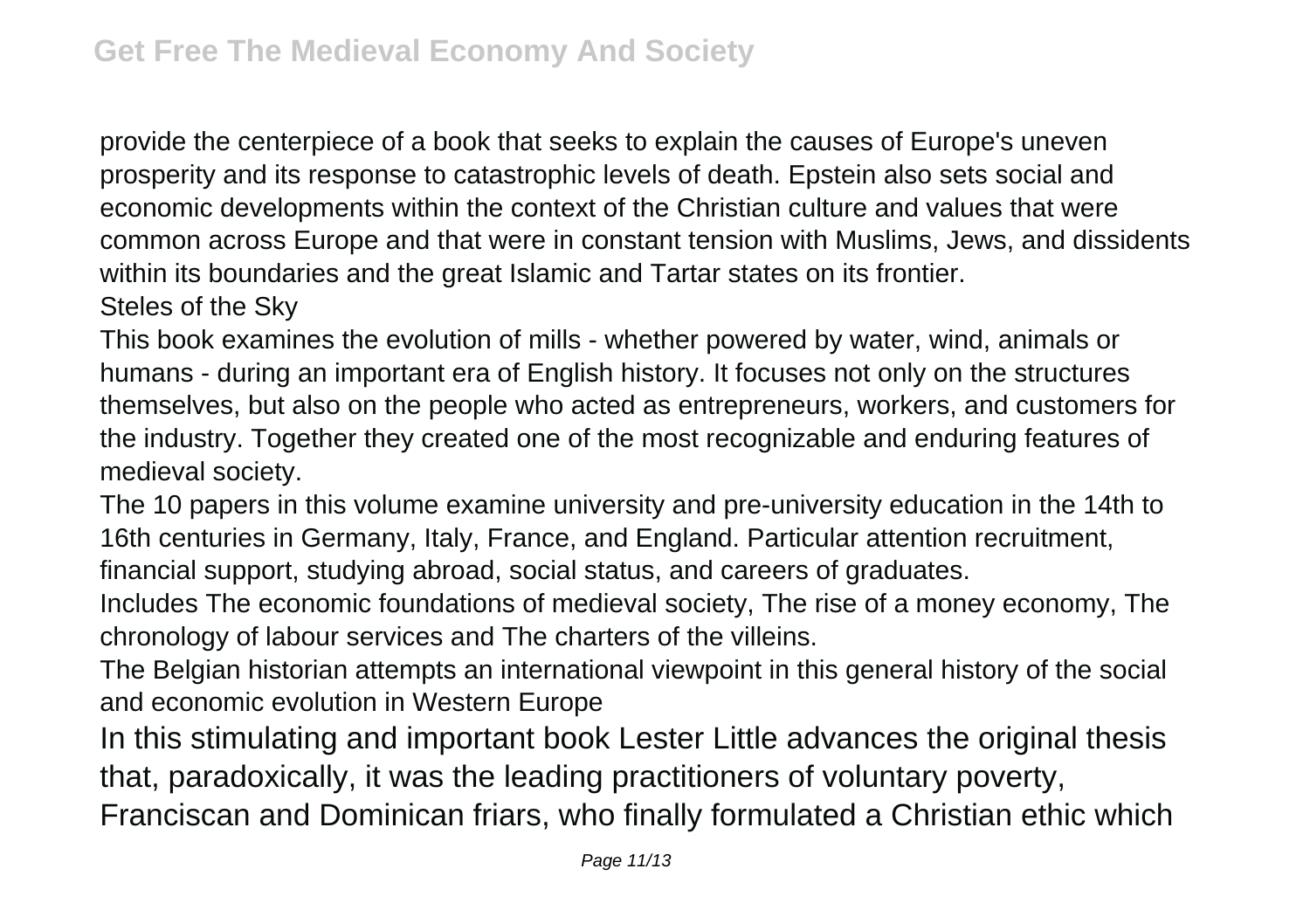provide the centerpiece of a book that seeks to explain the causes of Europe's uneven prosperity and its response to catastrophic levels of death. Epstein also sets social and economic developments within the context of the Christian culture and values that were common across Europe and that were in constant tension with Muslims, Jews, and dissidents within its boundaries and the great Islamic and Tartar states on its frontier.

Steles of the Sky

This book examines the evolution of mills - whether powered by water, wind, animals or humans - during an important era of English history. It focuses not only on the structures themselves, but also on the people who acted as entrepreneurs, workers, and customers for the industry. Together they created one of the most recognizable and enduring features of medieval society.

The 10 papers in this volume examine university and pre-university education in the 14th to 16th centuries in Germany, Italy, France, and England. Particular attention recruitment, financial support, studying abroad, social status, and careers of graduates.

Includes The economic foundations of medieval society, The rise of a money economy, The chronology of labour services and The charters of the villeins.

The Belgian historian attempts an international viewpoint in this general history of the social and economic evolution in Western Europe

In this stimulating and important book Lester Little advances the original thesis that, paradoxically, it was the leading practitioners of voluntary poverty, Franciscan and Dominican friars, who finally formulated a Christian ethic which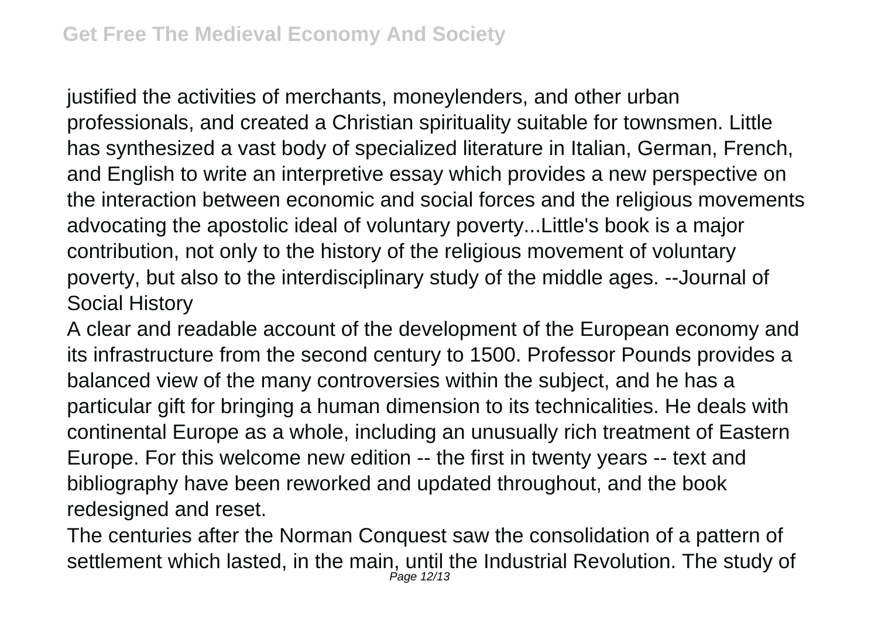justified the activities of merchants, moneylenders, and other urban professionals, and created a Christian spirituality suitable for townsmen. Little has synthesized a vast body of specialized literature in Italian, German, French, and English to write an interpretive essay which provides a new perspective on the interaction between economic and social forces and the religious movements advocating the apostolic ideal of voluntary poverty...Little's book is a major contribution, not only to the history of the religious movement of voluntary poverty, but also to the interdisciplinary study of the middle ages. --Journal of Social History

A clear and readable account of the development of the European economy and its infrastructure from the second century to 1500. Professor Pounds provides a balanced view of the many controversies within the subject, and he has a particular gift for bringing a human dimension to its technicalities. He deals with continental Europe as a whole, including an unusually rich treatment of Eastern Europe. For this welcome new edition -- the first in twenty years -- text and bibliography have been reworked and updated throughout, and the book redesigned and reset.

The centuries after the Norman Conquest saw the consolidation of a pattern of settlement which lasted, in the main, until the Industrial Revolution. The study of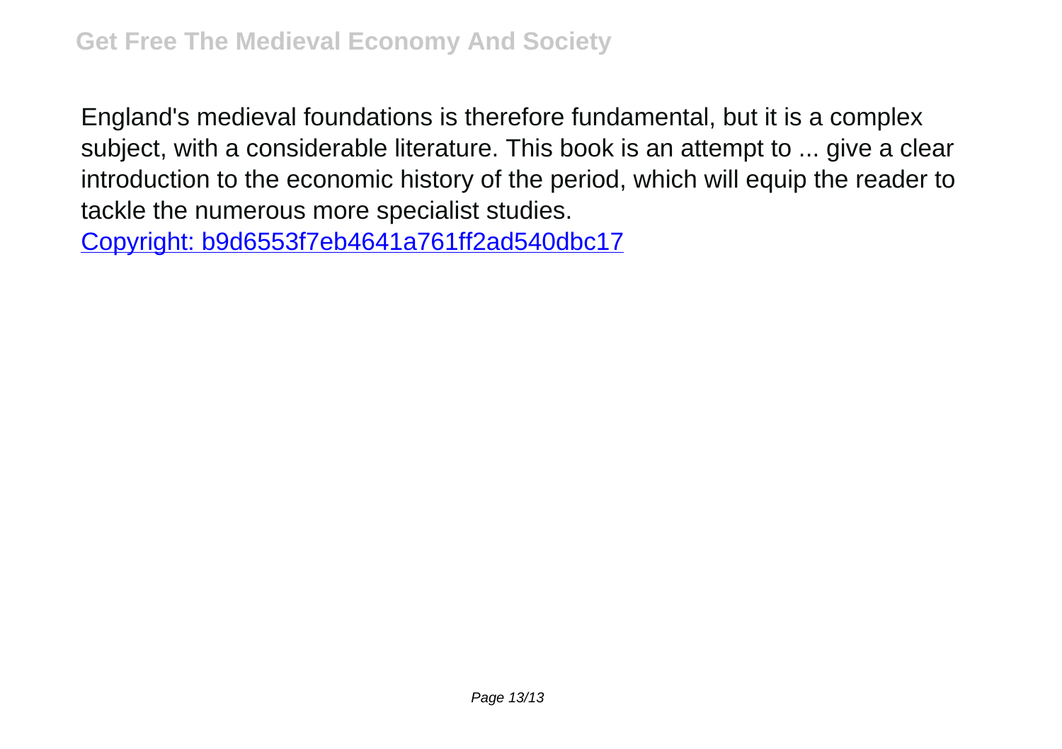England's medieval foundations is therefore fundamental, but it is a complex subject, with a considerable literature. This book is an attempt to ... give a clear introduction to the economic history of the period, which will equip the reader to tackle the numerous more specialist studies.

Copyright: b9d6553f7eb4641a761ff2ad540dbc17